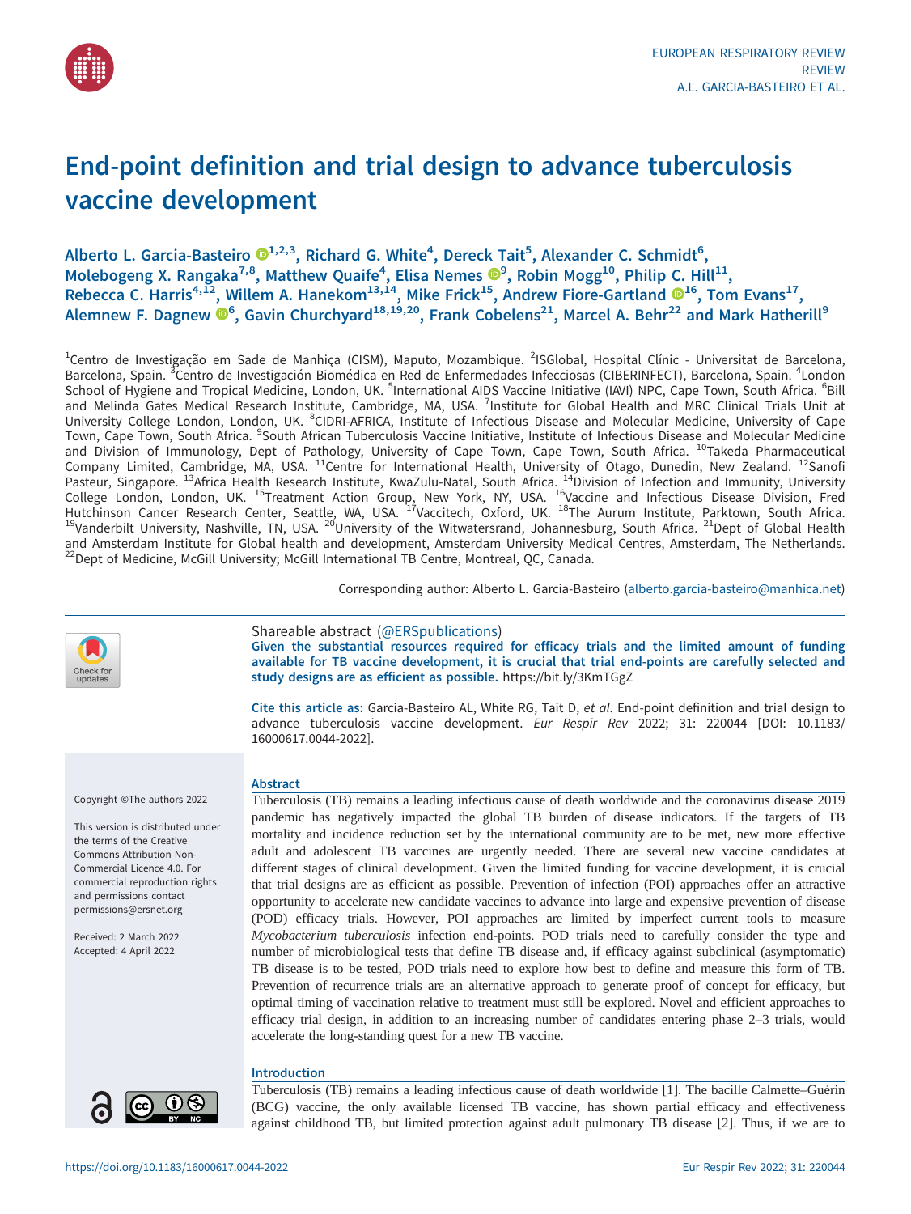# End-point definition and trial design to advance tuberculosis vaccine development

Alberto L. Garcia-Basteiro[1,2,3], Richard G. White[4], Dereck Tait[5], Alexander C. Schmidt[6], Molebogeng X. Rangaka[7,8], Matthew Quaife[4], Elisa Nemes[9], Robin Mogg[10], Philip C. Hill[11], Rebecca C. Harris[4,12], Willem A. Hanekom[13,14], Mike Frick[15], Andrew Fiore-Gartland[16], Tom Evans[17], Alemnew F. Dagnew[6], Gavin Churchyard[18,19,20], Frank Cobelens[21], Marcel A. Behr[22] and Mark Hatherill[9]

[1]Centro de Investigação em Sade de Manhiça (CISM), Maputo, Mozambique. [2]ISGlobal, Hospital Clínic - Universitat de Barcelona, Barcelona, Spain. [3]Centro de Investigación Biomédica en Red de Enfermedades Infecciosas (CIBERINFECT), Barcelona, Spain. [4]London School of Hygiene and Tropical Medicine, London, UK. [5]International AIDS Vaccine Initiative (IAVI) NPC, Cape Town, South Africa. [6]Bill and Melinda Gates Medical Research Institute, Cambridge, MA, USA. [7]Institute for Global Health and MRC Clinical Trials Unit at University College London, London, UK. [8]CIDRI-AFRICA, Institute of Infectious Disease and Molecular Medicine, University of Cape Town, Cape Town, South Africa. [9]South African Tuberculosis Vaccine Initiative, Institute of Infectious Disease and Molecular Medicine and Division of Immunology, Dept of Pathology, University of Cape Town, Cape Town, South Africa. [10]Takeda Pharmaceutical Company Limited, Cambridge, MA, USA. [11]Centre for International Health, University of Otago, Dunedin, New Zealand. [12]Sanofi Pasteur, Singapore. [13]Africa Health Research Institute, KwaZulu-Natal, South Africa. [14]Division of Infection and Immunity, University College London, London, UK. [15]Treatment Action Group, New York, NY, USA. [16]Vaccine and Infectious Disease Division, Fred Hutchinson Cancer Research Center, Seattle, WA, USA. [17]Vaccitech, Oxford, UK. [18]The Aurum Institute, Parktown, South Africa. [19]Vanderbilt University, Nashville, TN, USA. [20]University of the Witwatersrand, Johannesburg, South Africa. [21]Dept of Global Health and Amsterdam Institute for Global health and development, Amsterdam University Medical Centres, Amsterdam, The Netherlands. [22]Dept of Medicine, McGill University; McGill International TB Centre, Montreal, QC, Canada.

Corresponding author: Alberto L. Garcia-Basteiro (alberto.garcia-basteiro@manhica.net)

Shareable abstract (@ERSpublications)
**Given the substantial resources required for efficacy trials and the limited amount of funding available for TB vaccine development, it is crucial that trial end-points are carefully selected and study designs are as efficient as possible.** https://bit.ly/3KmTGgZ

**Cite this article as:** Garcia-Basteiro AL, White RG, Tait D, *et al*. End-point definition and trial design to advance tuberculosis vaccine development. *Eur Respir Rev* 2022; 31: 220044 [DOI: 10.1183/16000617.0044-2022].

Copyright ©The authors 2022

This version is distributed under the terms of the Creative Commons Attribution Non-Commercial Licence 4.0. For commercial reproduction rights and permissions contact permissions@ersnet.org

Received: 2 March 2022
Accepted: 4 April 2022

## Abstract

Tuberculosis (TB) remains a leading infectious cause of death worldwide and the coronavirus disease 2019 pandemic has negatively impacted the global TB burden of disease indicators. If the targets of TB mortality and incidence reduction set by the international community are to be met, new more effective adult and adolescent TB vaccines are urgently needed. There are several new vaccine candidates at different stages of clinical development. Given the limited funding for vaccine development, it is crucial that trial designs are as efficient as possible. Prevention of infection (POI) approaches offer an attractive opportunity to accelerate new candidate vaccines to advance into large and expensive prevention of disease (POD) efficacy trials. However, POI approaches are limited by imperfect current tools to measure *Mycobacterium tuberculosis* infection end-points. POD trials need to carefully consider the type and number of microbiological tests that define TB disease and, if efficacy against subclinical (asymptomatic) TB disease is to be tested, POD trials need to explore how best to define and measure this form of TB. Prevention of recurrence trials are an alternative approach to generate proof of concept for efficacy, but optimal timing of vaccination relative to treatment must still be explored. Novel and efficient approaches to efficacy trial design, in addition to an increasing number of candidates entering phase 2–3 trials, would accelerate the long-standing quest for a new TB vaccine.

## Introduction

Tuberculosis (TB) remains a leading infectious cause of death worldwide [1]. The bacille Calmette–Guérin (BCG) vaccine, the only available licensed TB vaccine, has shown partial efficacy and effectiveness against childhood TB, but limited protection against adult pulmonary TB disease [2]. Thus, if we are to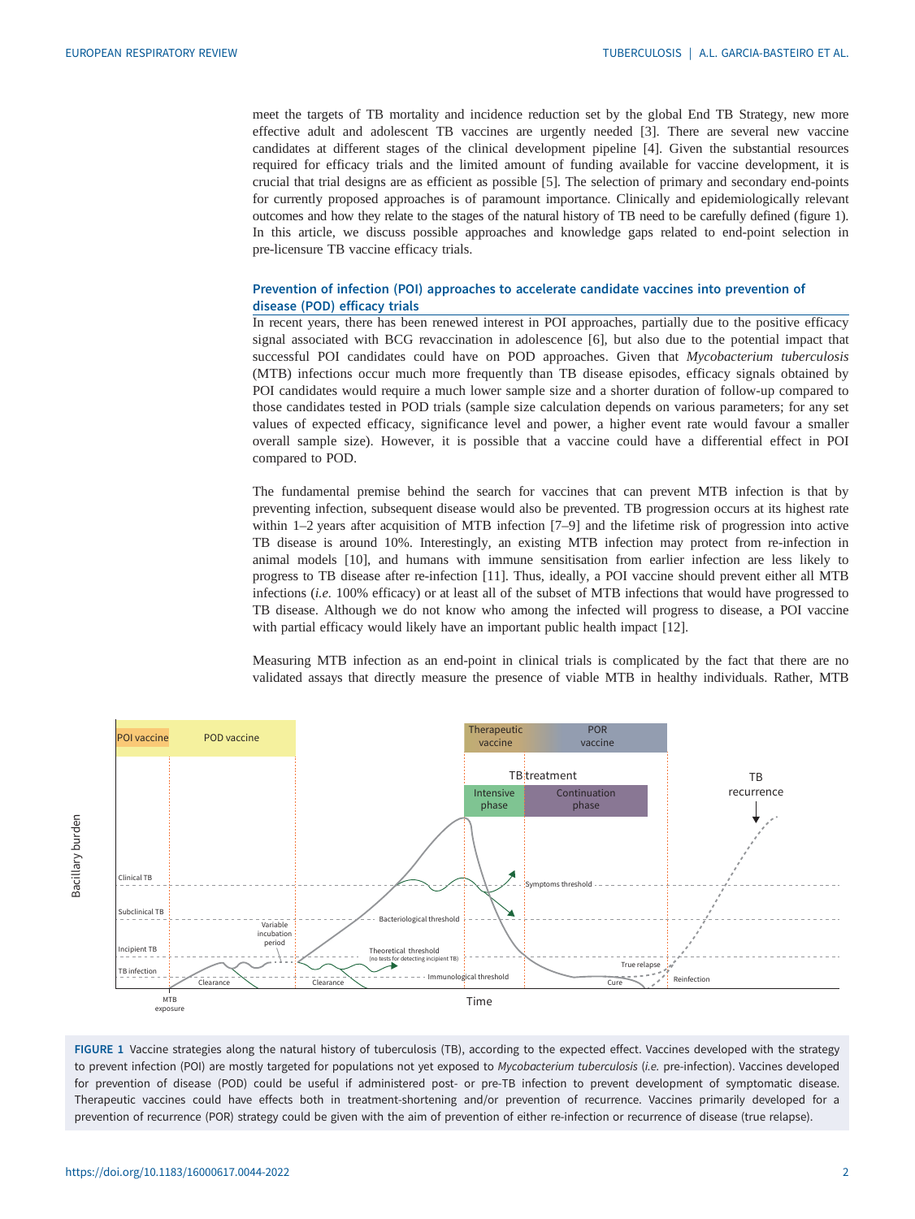meet the targets of TB mortality and incidence reduction set by the global End TB Strategy, new more effective adult and adolescent TB vaccines are urgently needed [3]. There are several new vaccine candidates at different stages of the clinical development pipeline [4]. Given the substantial resources required for efficacy trials and the limited amount of funding available for vaccine development, it is crucial that trial designs are as efficient as possible [5]. The selection of primary and secondary end-points for currently proposed approaches is of paramount importance. Clinically and epidemiologically relevant outcomes and how they relate to the stages of the natural history of TB need to be carefully defined (figure 1). In this article, we discuss possible approaches and knowledge gaps related to end-point selection in pre-licensure TB vaccine efficacy trials.

## Prevention of infection (POI) approaches to accelerate candidate vaccines into prevention of disease (POD) efficacy trials

In recent years, there has been renewed interest in POI approaches, partially due to the positive efficacy signal associated with BCG revaccination in adolescence [6], but also due to the potential impact that successful POI candidates could have on POD approaches. Given that *Mycobacterium tuberculosis* (MTB) infections occur much more frequently than TB disease episodes, efficacy signals obtained by POI candidates would require a much lower sample size and a shorter duration of follow-up compared to those candidates tested in POD trials (sample size calculation depends on various parameters; for any set values of expected efficacy, significance level and power, a higher event rate would favour a smaller overall sample size). However, it is possible that a vaccine could have a differential effect in POI compared to POD.

The fundamental premise behind the search for vaccines that can prevent MTB infection is that by preventing infection, subsequent disease would also be prevented. TB progression occurs at its highest rate within 1–2 years after acquisition of MTB infection [7–9] and the lifetime risk of progression into active TB disease is around 10%. Interestingly, an existing MTB infection may protect from re-infection in animal models [10], and humans with immune sensitisation from earlier infection are less likely to progress to TB disease after re-infection [11]. Thus, ideally, a POI vaccine should prevent either all MTB infections (*i.e.* 100% efficacy) or at least all of the subset of MTB infections that would have progressed to TB disease. Although we do not know who among the infected will progress to disease, a POI vaccine with partial efficacy would likely have an important public health impact [12].

Measuring MTB infection as an end-point in clinical trials is complicated by the fact that there are no validated assays that directly measure the presence of viable MTB in healthy individuals. Rather, MTB

FIGURE 1 Vaccine strategies along the natural history of tuberculosis (TB), according to the expected effect. Vaccines developed with the strategy to prevent infection (POI) are mostly targeted for populations not yet exposed to *Mycobacterium tuberculosis* (*i.e.* pre-infection). Vaccines developed for prevention of disease (POD) could be useful if administered post- or pre-TB infection to prevent development of symptomatic disease. Therapeutic vaccines could have effects both in treatment-shortening and/or prevention of recurrence. Vaccines primarily developed for a prevention of recurrence (POR) strategy could be given with the aim of prevention of either re-infection or recurrence of disease (true relapse).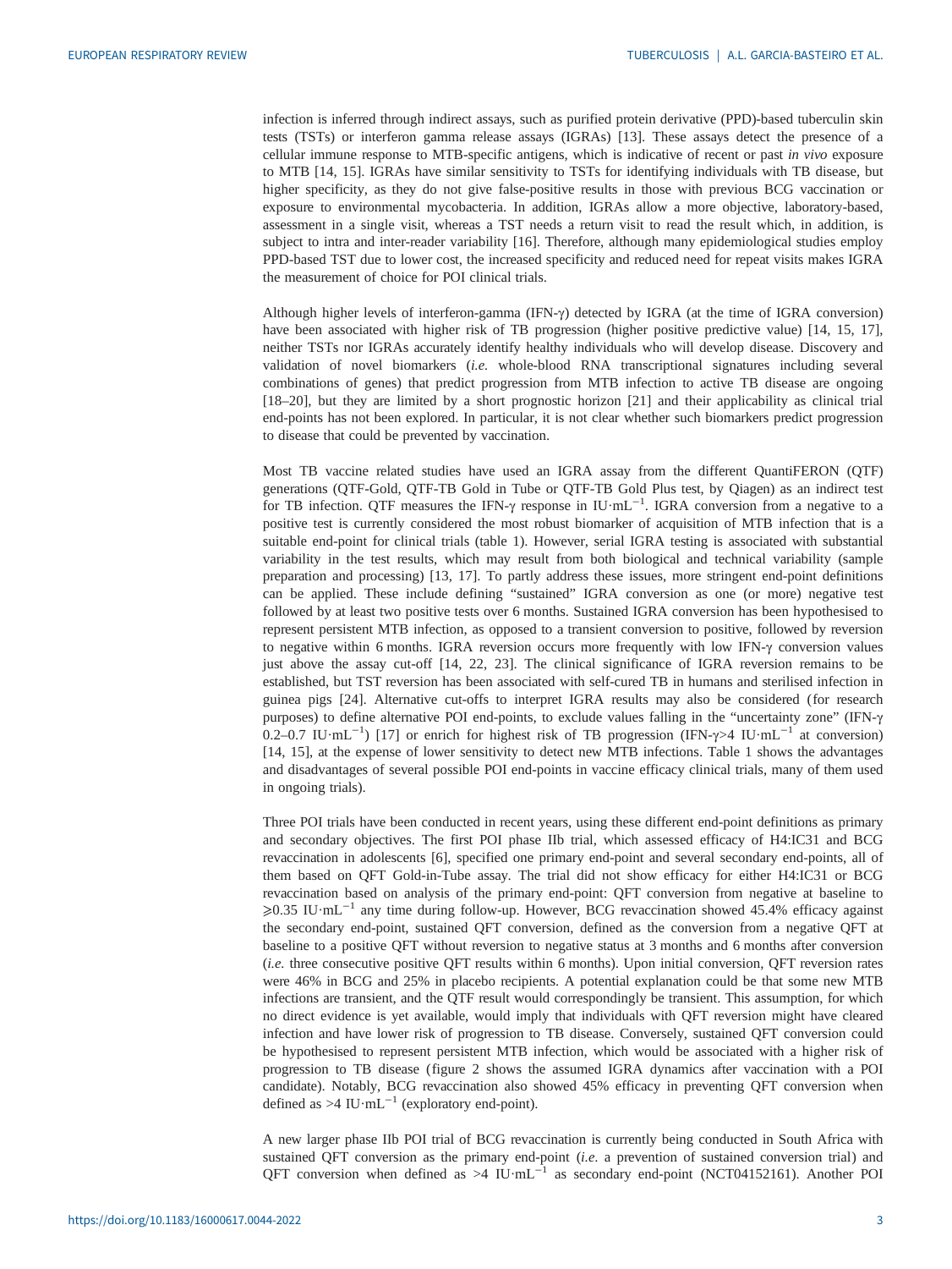infection is inferred through indirect assays, such as purified protein derivative (PPD)-based tuberculin skin tests (TSTs) or interferon gamma release assays (IGRAs) [13]. These assays detect the presence of a cellular immune response to MTB-specific antigens, which is indicative of recent or past *in vivo* exposure to MTB [14, 15]. IGRAs have similar sensitivity to TSTs for identifying individuals with TB disease, but higher specificity, as they do not give false-positive results in those with previous BCG vaccination or exposure to environmental mycobacteria. In addition, IGRAs allow a more objective, laboratory-based, assessment in a single visit, whereas a TST needs a return visit to read the result which, in addition, is subject to intra and inter-reader variability [16]. Therefore, although many epidemiological studies employ PPD-based TST due to lower cost, the increased specificity and reduced need for repeat visits makes IGRA the measurement of choice for POI clinical trials.

Although higher levels of interferon-gamma (IFN-γ) detected by IGRA (at the time of IGRA conversion) have been associated with higher risk of TB progression (higher positive predictive value) [14, 15, 17], neither TSTs nor IGRAs accurately identify healthy individuals who will develop disease. Discovery and validation of novel biomarkers (*i.e.* whole-blood RNA transcriptional signatures including several combinations of genes) that predict progression from MTB infection to active TB disease are ongoing [18–20], but they are limited by a short prognostic horizon [21] and their applicability as clinical trial end-points has not been explored. In particular, it is not clear whether such biomarkers predict progression to disease that could be prevented by vaccination.

Most TB vaccine related studies have used an IGRA assay from the different QuantiFERON (QTF) generations (QTF-Gold, QTF-TB Gold in Tube or QTF-TB Gold Plus test, by Qiagen) as an indirect test for TB infection. QTF measures the IFN-γ response in $\text{IU}\cdot\text{mL}^{-1}$. IGRA conversion from a negative to a positive test is currently considered the most robust biomarker of acquisition of MTB infection that is a suitable end-point for clinical trials (table 1). However, serial IGRA testing is associated with substantial variability in the test results, which may result from both biological and technical variability (sample preparation and processing) [13, 17]. To partly address these issues, more stringent end-point definitions can be applied. These include defining "sustained" IGRA conversion as one (or more) negative test followed by at least two positive tests over 6 months. Sustained IGRA conversion has been hypothesised to represent persistent MTB infection, as opposed to a transient conversion to positive, followed by reversion to negative within 6 months. IGRA reversion occurs more frequently with low IFN-γ conversion values just above the assay cut-off [14, 22, 23]. The clinical significance of IGRA reversion remains to be established, but TST reversion has been associated with self-cured TB in humans and sterilised infection in guinea pigs [24]. Alternative cut-offs to interpret IGRA results may also be considered (for research purposes) to define alternative POI end-points, to exclude values falling in the "uncertainty zone" (IFN-γ 0.2–0.7 $\text{IU}\cdot\text{mL}^{-1}$) [17] or enrich for highest risk of TB progression (IFN-γ>4 $\text{IU}\cdot\text{mL}^{-1}$ at conversion) [14, 15], at the expense of lower sensitivity to detect new MTB infections. Table 1 shows the advantages and disadvantages of several possible POI end-points in vaccine efficacy clinical trials, many of them used in ongoing trials).

Three POI trials have been conducted in recent years, using these different end-point definitions as primary and secondary objectives. The first POI phase IIb trial, which assessed efficacy of H4:IC31 and BCG revaccination in adolescents [6], specified one primary end-point and several secondary end-points, all of them based on QFT Gold-in-Tube assay. The trial did not show efficacy for either H4:IC31 or BCG revaccination based on analysis of the primary end-point: QFT conversion from negative at baseline to ⩾0.35 $\text{IU}\cdot\text{mL}^{-1}$ any time during follow-up. However, BCG revaccination showed 45.4% efficacy against the secondary end-point, sustained QFT conversion, defined as the conversion from a negative QFT at baseline to a positive QFT without reversion to negative status at 3 months and 6 months after conversion (*i.e.* three consecutive positive QFT results within 6 months). Upon initial conversion, QFT reversion rates were 46% in BCG and 25% in placebo recipients. A potential explanation could be that some new MTB infections are transient, and the QTF result would correspondingly be transient. This assumption, for which no direct evidence is yet available, would imply that individuals with QFT reversion might have cleared infection and have lower risk of progression to TB disease. Conversely, sustained QFT conversion could be hypothesised to represent persistent MTB infection, which would be associated with a higher risk of progression to TB disease (figure 2 shows the assumed IGRA dynamics after vaccination with a POI candidate). Notably, BCG revaccination also showed 45% efficacy in preventing QFT conversion when defined as >4 $\text{IU}\cdot\text{mL}^{-1}$ (exploratory end-point).

A new larger phase IIb POI trial of BCG revaccination is currently being conducted in South Africa with sustained QFT conversion as the primary end-point (*i.e.* a prevention of sustained conversion trial) and QFT conversion when defined as >4 $\text{IU}\cdot\text{mL}^{-1}$ as secondary end-point (NCT04152161). Another POI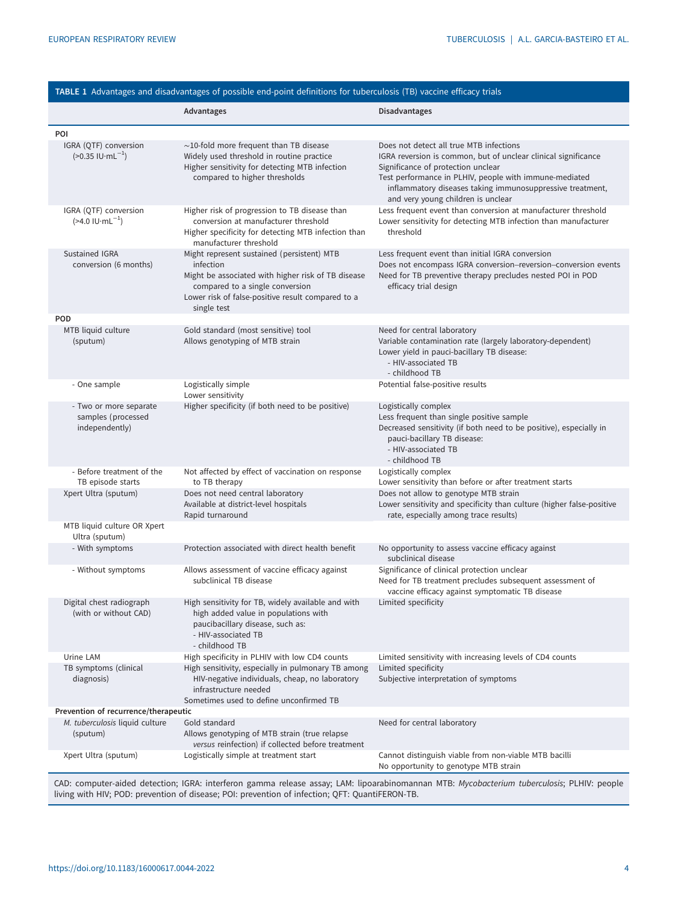**TABLE 1** Advantages and disadvantages of possible end-point definitions for tuberculosis (TB) vaccine efficacy trials

| | Advantages | Disadvantages |
|---|---|---|
| **POI** | | |
| IGRA (QTF) conversion (>0.35 IU·mL$^{-1}$) | ~10-fold more frequent than TB disease<br>Widely used threshold in routine practice<br>Higher sensitivity for detecting MTB infection compared to higher thresholds | Does not detect all true MTB infections<br>IGRA reversion is common, but of unclear clinical significance<br>Significance of protection unclear<br>Test performance in PLHIV, people with immune-mediated inflammatory diseases taking immunosuppressive treatment, and very young children is unclear |
| IGRA (QTF) conversion (>4.0 IU·mL$^{-1}$) | Higher risk of progression to TB disease than conversion at manufacturer threshold<br>Higher specificity for detecting MTB infection than manufacturer threshold | Less frequent event than conversion at manufacturer threshold<br>Lower sensitivity for detecting MTB infection than manufacturer threshold |
| Sustained IGRA conversion (6 months) | Might represent sustained (persistent) MTB infection<br>Might be associated with higher risk of TB disease compared to a single conversion<br>Lower risk of false-positive result compared to a single test | Less frequent event than initial IGRA conversion<br>Does not encompass IGRA conversion–reversion–conversion events<br>Need for TB preventive therapy precludes nested POI in POD efficacy trial design |
| **POD** | | |
| MTB liquid culture (sputum) | Gold standard (most sensitive) tool<br>Allows genotyping of MTB strain | Need for central laboratory<br>Variable contamination rate (largely laboratory-dependent)<br>Lower yield in pauci-bacillary TB disease:<br>- HIV-associated TB<br>- childhood TB |
| - One sample | Logistically simple<br>Lower sensitivity | Potential false-positive results |
| - Two or more separate samples (processed independently) | Higher specificity (if both need to be positive) | Logistically complex<br>Less frequent than single positive sample<br>Decreased sensitivity (if both need to be positive), especially in pauci-bacillary TB disease:<br>- HIV-associated TB<br>- childhood TB |
| - Before treatment of the TB episode starts | Not affected by effect of vaccination on response to TB therapy | Logistically complex<br>Lower sensitivity than before or after treatment starts |
| Xpert Ultra (sputum) | Does not need central laboratory<br>Available at district-level hospitals<br>Rapid turnaround | Does not allow to genotype MTB strain<br>Lower sensitivity and specificity than culture (higher false-positive rate, especially among trace results) |
| MTB liquid culture OR Xpert Ultra (sputum) | | |
| - With symptoms | Protection associated with direct health benefit | No opportunity to assess vaccine efficacy against subclinical disease |
| - Without symptoms | Allows assessment of vaccine efficacy against subclinical TB disease | Significance of clinical protection unclear<br>Need for TB treatment precludes subsequent assessment of vaccine efficacy against symptomatic TB disease |
| Digital chest radiograph (with or without CAD) | High sensitivity for TB, widely available and with high added value in populations with paucibacillary disease, such as:<br>- HIV-associated TB<br>- childhood TB | Limited specificity |
| Urine LAM | High specificity in PLHIV with low CD4 counts | Limited sensitivity with increasing levels of CD4 counts |
| TB symptoms (clinical diagnosis) | High sensitivity, especially in pulmonary TB among HIV-negative individuals, cheap, no laboratory infrastructure needed<br>Sometimes used to define unconfirmed TB | Limited specificity<br>Subjective interpretation of symptoms |
| **Prevention of recurrence/therapeutic** | | |
| *M. tuberculosis* liquid culture (sputum) | Gold standard<br>Allows genotyping of MTB strain (true relapse *versus* reinfection) if collected before treatment | Need for central laboratory |
| Xpert Ultra (sputum) | Logistically simple at treatment start | Cannot distinguish viable from non-viable MTB bacilli<br>No opportunity to genotype MTB strain |

CAD: computer-aided detection; IGRA: interferon gamma release assay; LAM: lipoarabinomannan MTB: *Mycobacterium tuberculosis*; PLHIV: people living with HIV; POD: prevention of disease; POI: prevention of infection; QFT: QuantiFERON-TB.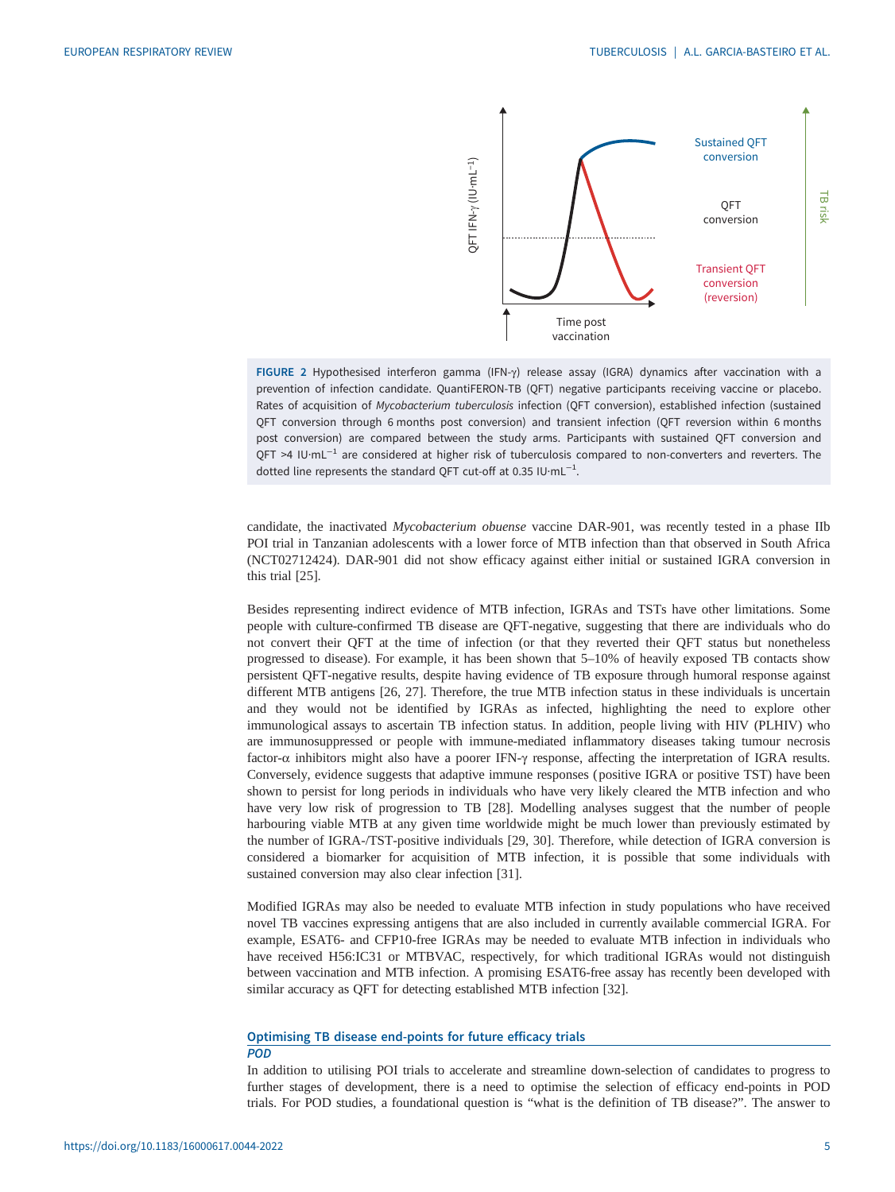FIGURE 2 Hypothesised interferon gamma (IFN-γ) release assay (IGRA) dynamics after vaccination with a prevention of infection candidate. QuantiFERON-TB (QFT) negative participants receiving vaccine or placebo. Rates of acquisition of *Mycobacterium tuberculosis* infection (QFT conversion), established infection (sustained QFT conversion through 6 months post conversion) and transient infection (QFT reversion within 6 months post conversion) are compared between the study arms. Participants with sustained QFT conversion and QFT >4 IU·mL$^{-1}$ are considered at higher risk of tuberculosis compared to non-converters and reverters. The dotted line represents the standard QFT cut-off at 0.35 IU·mL$^{-1}$.

candidate, the inactivated *Mycobacterium obuense* vaccine DAR-901, was recently tested in a phase IIb POI trial in Tanzanian adolescents with a lower force of MTB infection than that observed in South Africa (NCT02712424). DAR-901 did not show efficacy against either initial or sustained IGRA conversion in this trial [25].

Besides representing indirect evidence of MTB infection, IGRAs and TSTs have other limitations. Some people with culture-confirmed TB disease are QFT-negative, suggesting that there are individuals who do not convert their QFT at the time of infection (or that they reverted their QFT status but nonetheless progressed to disease). For example, it has been shown that 5–10% of heavily exposed TB contacts show persistent QFT-negative results, despite having evidence of TB exposure through humoral response against different MTB antigens [26, 27]. Therefore, the true MTB infection status in these individuals is uncertain and they would not be identified by IGRAs as infected, highlighting the need to explore other immunological assays to ascertain TB infection status. In addition, people living with HIV (PLHIV) who are immunosuppressed or people with immune-mediated inflammatory diseases taking tumour necrosis factor-α inhibitors might also have a poorer IFN-γ response, affecting the interpretation of IGRA results. Conversely, evidence suggests that adaptive immune responses (positive IGRA or positive TST) have been shown to persist for long periods in individuals who have very likely cleared the MTB infection and who have very low risk of progression to TB [28]. Modelling analyses suggest that the number of people harbouring viable MTB at any given time worldwide might be much lower than previously estimated by the number of IGRA-/TST-positive individuals [29, 30]. Therefore, while detection of IGRA conversion is considered a biomarker for acquisition of MTB infection, it is possible that some individuals with sustained conversion may also clear infection [31].

Modified IGRAs may also be needed to evaluate MTB infection in study populations who have received novel TB vaccines expressing antigens that are also included in currently available commercial IGRA. For example, ESAT6- and CFP10-free IGRAs may be needed to evaluate MTB infection in individuals who have received H56:IC31 or MTBVAC, respectively, for which traditional IGRAs would not distinguish between vaccination and MTB infection. A promising ESAT6-free assay has recently been developed with similar accuracy as QFT for detecting established MTB infection [32].

## Optimising TB disease end-points for future efficacy trials

### *POD*

In addition to utilising POI trials to accelerate and streamline down-selection of candidates to progress to further stages of development, there is a need to optimise the selection of efficacy end-points in POD trials. For POD studies, a foundational question is "what is the definition of TB disease?". The answer to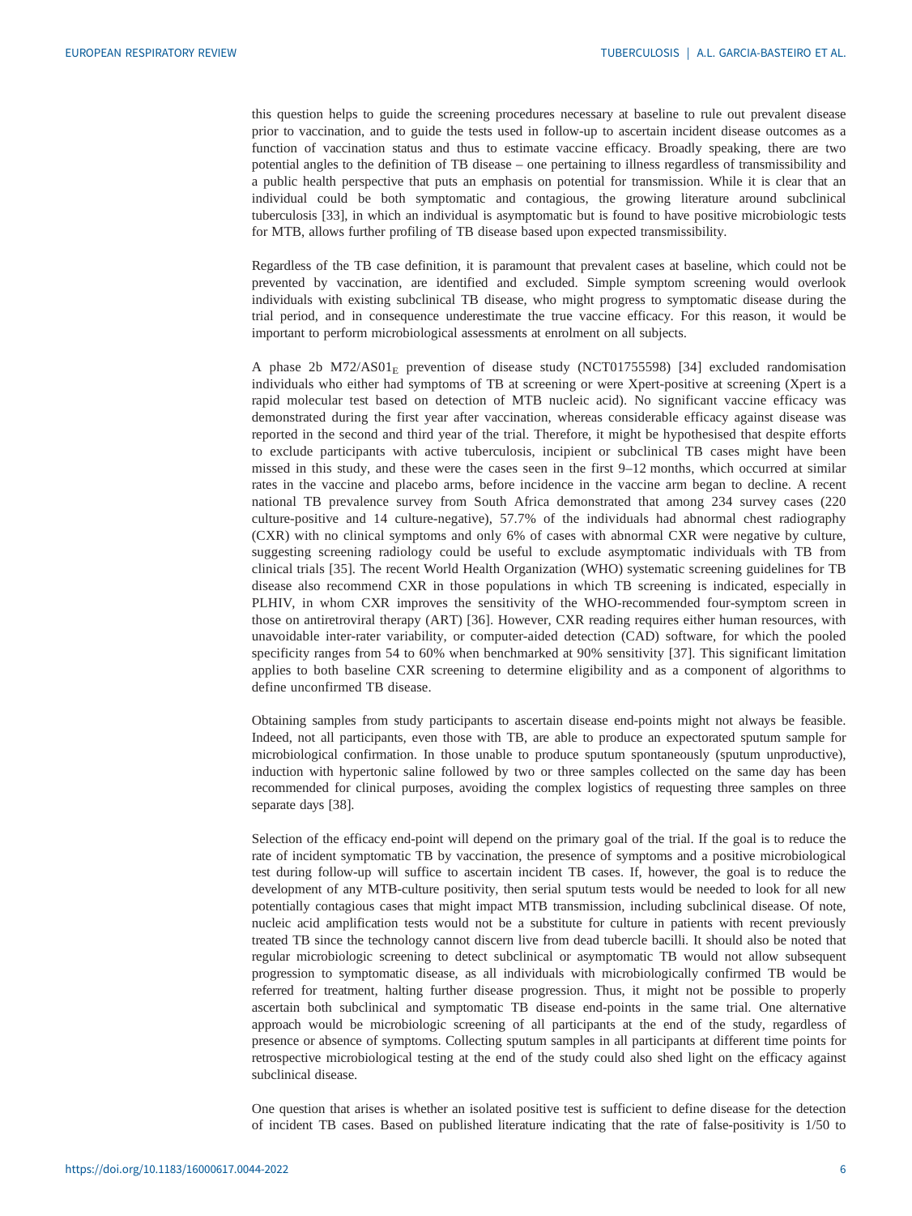this question helps to guide the screening procedures necessary at baseline to rule out prevalent disease prior to vaccination, and to guide the tests used in follow-up to ascertain incident disease outcomes as a function of vaccination status and thus to estimate vaccine efficacy. Broadly speaking, there are two potential angles to the definition of TB disease – one pertaining to illness regardless of transmissibility and a public health perspective that puts an emphasis on potential for transmission. While it is clear that an individual could be both symptomatic and contagious, the growing literature around subclinical tuberculosis [33], in which an individual is asymptomatic but is found to have positive microbiologic tests for MTB, allows further profiling of TB disease based upon expected transmissibility.

Regardless of the TB case definition, it is paramount that prevalent cases at baseline, which could not be prevented by vaccination, are identified and excluded. Simple symptom screening would overlook individuals with existing subclinical TB disease, who might progress to symptomatic disease during the trial period, and in consequence underestimate the true vaccine efficacy. For this reason, it would be important to perform microbiological assessments at enrolment on all subjects.

A phase 2b M72/AS01$_E$ prevention of disease study (NCT01755598) [34] excluded randomisation individuals who either had symptoms of TB at screening or were Xpert-positive at screening (Xpert is a rapid molecular test based on detection of MTB nucleic acid). No significant vaccine efficacy was demonstrated during the first year after vaccination, whereas considerable efficacy against disease was reported in the second and third year of the trial. Therefore, it might be hypothesised that despite efforts to exclude participants with active tuberculosis, incipient or subclinical TB cases might have been missed in this study, and these were the cases seen in the first 9–12 months, which occurred at similar rates in the vaccine and placebo arms, before incidence in the vaccine arm began to decline. A recent national TB prevalence survey from South Africa demonstrated that among 234 survey cases (220 culture-positive and 14 culture-negative), 57.7% of the individuals had abnormal chest radiography (CXR) with no clinical symptoms and only 6% of cases with abnormal CXR were negative by culture, suggesting screening radiology could be useful to exclude asymptomatic individuals with TB from clinical trials [35]. The recent World Health Organization (WHO) systematic screening guidelines for TB disease also recommend CXR in those populations in which TB screening is indicated, especially in PLHIV, in whom CXR improves the sensitivity of the WHO-recommended four-symptom screen in those on antiretroviral therapy (ART) [36]. However, CXR reading requires either human resources, with unavoidable inter-rater variability, or computer-aided detection (CAD) software, for which the pooled specificity ranges from 54 to 60% when benchmarked at 90% sensitivity [37]. This significant limitation applies to both baseline CXR screening to determine eligibility and as a component of algorithms to define unconfirmed TB disease.

Obtaining samples from study participants to ascertain disease end-points might not always be feasible. Indeed, not all participants, even those with TB, are able to produce an expectorated sputum sample for microbiological confirmation. In those unable to produce sputum spontaneously (sputum unproductive), induction with hypertonic saline followed by two or three samples collected on the same day has been recommended for clinical purposes, avoiding the complex logistics of requesting three samples on three separate days [38].

Selection of the efficacy end-point will depend on the primary goal of the trial. If the goal is to reduce the rate of incident symptomatic TB by vaccination, the presence of symptoms and a positive microbiological test during follow-up will suffice to ascertain incident TB cases. If, however, the goal is to reduce the development of any MTB-culture positivity, then serial sputum tests would be needed to look for all new potentially contagious cases that might impact MTB transmission, including subclinical disease. Of note, nucleic acid amplification tests would not be a substitute for culture in patients with recent previously treated TB since the technology cannot discern live from dead tubercle bacilli. It should also be noted that regular microbiologic screening to detect subclinical or asymptomatic TB would not allow subsequent progression to symptomatic disease, as all individuals with microbiologically confirmed TB would be referred for treatment, halting further disease progression. Thus, it might not be possible to properly ascertain both subclinical and symptomatic TB disease end-points in the same trial. One alternative approach would be microbiologic screening of all participants at the end of the study, regardless of presence or absence of symptoms. Collecting sputum samples in all participants at different time points for retrospective microbiological testing at the end of the study could also shed light on the efficacy against subclinical disease.

One question that arises is whether an isolated positive test is sufficient to define disease for the detection of incident TB cases. Based on published literature indicating that the rate of false-positivity is 1/50 to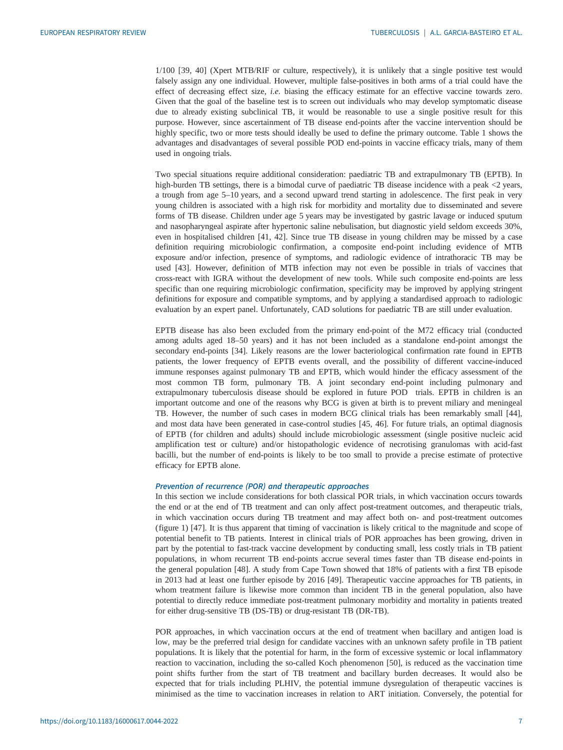1/100 [39, 40] (Xpert MTB/RIF or culture, respectively), it is unlikely that a single positive test would falsely assign any one individual. However, multiple false-positives in both arms of a trial could have the effect of decreasing effect size, *i.e.* biasing the efficacy estimate for an effective vaccine towards zero. Given that the goal of the baseline test is to screen out individuals who may develop symptomatic disease due to already existing subclinical TB, it would be reasonable to use a single positive result for this purpose. However, since ascertainment of TB disease end-points after the vaccine intervention should be highly specific, two or more tests should ideally be used to define the primary outcome. Table 1 shows the advantages and disadvantages of several possible POD end-points in vaccine efficacy trials, many of them used in ongoing trials.

Two special situations require additional consideration: paediatric TB and extrapulmonary TB (EPTB). In high-burden TB settings, there is a bimodal curve of paediatric TB disease incidence with a peak <2 years, a trough from age 5–10 years, and a second upward trend starting in adolescence. The first peak in very young children is associated with a high risk for morbidity and mortality due to disseminated and severe forms of TB disease. Children under age 5 years may be investigated by gastric lavage or induced sputum and nasopharyngeal aspirate after hypertonic saline nebulisation, but diagnostic yield seldom exceeds 30%, even in hospitalised children [41, 42]. Since true TB disease in young children may be missed by a case definition requiring microbiologic confirmation, a composite end-point including evidence of MTB exposure and/or infection, presence of symptoms, and radiologic evidence of intrathoracic TB may be used [43]. However, definition of MTB infection may not even be possible in trials of vaccines that cross-react with IGRA without the development of new tools. While such composite end-points are less specific than one requiring microbiologic confirmation, specificity may be improved by applying stringent definitions for exposure and compatible symptoms, and by applying a standardised approach to radiologic evaluation by an expert panel. Unfortunately, CAD solutions for paediatric TB are still under evaluation.

EPTB disease has also been excluded from the primary end-point of the M72 efficacy trial (conducted among adults aged 18–50 years) and it has not been included as a standalone end-point amongst the secondary end-points [34]. Likely reasons are the lower bacteriological confirmation rate found in EPTB patients, the lower frequency of EPTB events overall, and the possibility of different vaccine-induced immune responses against pulmonary TB and EPTB, which would hinder the efficacy assessment of the most common TB form, pulmonary TB. A joint secondary end-point including pulmonary and extrapulmonary tuberculosis disease should be explored in future POD trials. EPTB in children is an important outcome and one of the reasons why BCG is given at birth is to prevent miliary and meningeal TB. However, the number of such cases in modern BCG clinical trials has been remarkably small [44], and most data have been generated in case-control studies [45, 46]. For future trials, an optimal diagnosis of EPTB (for children and adults) should include microbiologic assessment (single positive nucleic acid amplification test or culture) and/or histopathologic evidence of necrotising granulomas with acid-fast bacilli, but the number of end-points is likely to be too small to provide a precise estimate of protective efficacy for EPTB alone.

### Prevention of recurrence (POR) and therapeutic approaches

In this section we include considerations for both classical POR trials, in which vaccination occurs towards the end or at the end of TB treatment and can only affect post-treatment outcomes, and therapeutic trials, in which vaccination occurs during TB treatment and may affect both on- and post-treatment outcomes (figure 1) [47]. It is thus apparent that timing of vaccination is likely critical to the magnitude and scope of potential benefit to TB patients. Interest in clinical trials of POR approaches has been growing, driven in part by the potential to fast-track vaccine development by conducting small, less costly trials in TB patient populations, in whom recurrent TB end-points accrue several times faster than TB disease end-points in the general population [48]. A study from Cape Town showed that 18% of patients with a first TB episode in 2013 had at least one further episode by 2016 [49]. Therapeutic vaccine approaches for TB patients, in whom treatment failure is likewise more common than incident TB in the general population, also have potential to directly reduce immediate post-treatment pulmonary morbidity and mortality in patients treated for either drug-sensitive TB (DS-TB) or drug-resistant TB (DR-TB).

POR approaches, in which vaccination occurs at the end of treatment when bacillary and antigen load is low, may be the preferred trial design for candidate vaccines with an unknown safety profile in TB patient populations. It is likely that the potential for harm, in the form of excessive systemic or local inflammatory reaction to vaccination, including the so-called Koch phenomenon [50], is reduced as the vaccination time point shifts further from the start of TB treatment and bacillary burden decreases. It would also be expected that for trials including PLHIV, the potential immune dysregulation of therapeutic vaccines is minimised as the time to vaccination increases in relation to ART initiation. Conversely, the potential for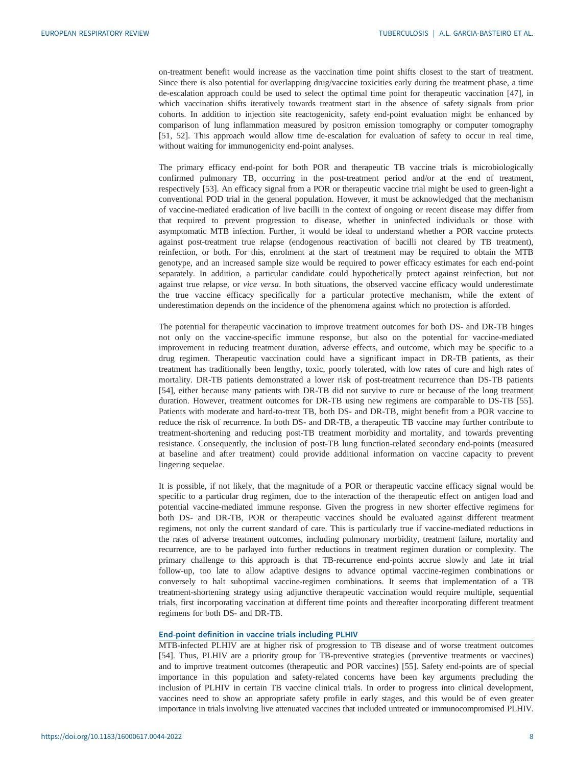on-treatment benefit would increase as the vaccination time point shifts closest to the start of treatment. Since there is also potential for overlapping drug/vaccine toxicities early during the treatment phase, a time de-escalation approach could be used to select the optimal time point for therapeutic vaccination [47], in which vaccination shifts iteratively towards treatment start in the absence of safety signals from prior cohorts. In addition to injection site reactogenicity, safety end-point evaluation might be enhanced by comparison of lung inflammation measured by positron emission tomography or computer tomography [51, 52]. This approach would allow time de-escalation for evaluation of safety to occur in real time, without waiting for immunogenicity end-point analyses.

The primary efficacy end-point for both POR and therapeutic TB vaccine trials is microbiologically confirmed pulmonary TB, occurring in the post-treatment period and/or at the end of treatment, respectively [53]. An efficacy signal from a POR or therapeutic vaccine trial might be used to green-light a conventional POD trial in the general population. However, it must be acknowledged that the mechanism of vaccine-mediated eradication of live bacilli in the context of ongoing or recent disease may differ from that required to prevent progression to disease, whether in uninfected individuals or those with asymptomatic MTB infection. Further, it would be ideal to understand whether a POR vaccine protects against post-treatment true relapse (endogenous reactivation of bacilli not cleared by TB treatment), reinfection, or both. For this, enrolment at the start of treatment may be required to obtain the MTB genotype, and an increased sample size would be required to power efficacy estimates for each end-point separately. In addition, a particular candidate could hypothetically protect against reinfection, but not against true relapse, or *vice versa*. In both situations, the observed vaccine efficacy would underestimate the true vaccine efficacy specifically for a particular protective mechanism, while the extent of underestimation depends on the incidence of the phenomena against which no protection is afforded.

The potential for therapeutic vaccination to improve treatment outcomes for both DS- and DR-TB hinges not only on the vaccine-specific immune response, but also on the potential for vaccine-mediated improvement in reducing treatment duration, adverse effects, and outcome, which may be specific to a drug regimen. Therapeutic vaccination could have a significant impact in DR-TB patients, as their treatment has traditionally been lengthy, toxic, poorly tolerated, with low rates of cure and high rates of mortality. DR-TB patients demonstrated a lower risk of post-treatment recurrence than DS-TB patients [54], either because many patients with DR-TB did not survive to cure or because of the long treatment duration. However, treatment outcomes for DR-TB using new regimens are comparable to DS-TB [55]. Patients with moderate and hard-to-treat TB, both DS- and DR-TB, might benefit from a POR vaccine to reduce the risk of recurrence. In both DS- and DR-TB, a therapeutic TB vaccine may further contribute to treatment-shortening and reducing post-TB treatment morbidity and mortality, and towards preventing resistance. Consequently, the inclusion of post-TB lung function-related secondary end-points (measured at baseline and after treatment) could provide additional information on vaccine capacity to prevent lingering sequelae.

It is possible, if not likely, that the magnitude of a POR or therapeutic vaccine efficacy signal would be specific to a particular drug regimen, due to the interaction of the therapeutic effect on antigen load and potential vaccine-mediated immune response. Given the progress in new shorter effective regimens for both DS- and DR-TB, POR or therapeutic vaccines should be evaluated against different treatment regimens, not only the current standard of care. This is particularly true if vaccine-mediated reductions in the rates of adverse treatment outcomes, including pulmonary morbidity, treatment failure, mortality and recurrence, are to be parlayed into further reductions in treatment regimen duration or complexity. The primary challenge to this approach is that TB-recurrence end-points accrue slowly and late in trial follow-up, too late to allow adaptive designs to advance optimal vaccine-regimen combinations or conversely to halt suboptimal vaccine-regimen combinations. It seems that implementation of a TB treatment-shortening strategy using adjunctive therapeutic vaccination would require multiple, sequential trials, first incorporating vaccination at different time points and thereafter incorporating different treatment regimens for both DS- and DR-TB.

### End-point definition in vaccine trials including PLHIV

MTB-infected PLHIV are at higher risk of progression to TB disease and of worse treatment outcomes [54]. Thus, PLHIV are a priority group for TB-preventive strategies (preventive treatments or vaccines) and to improve treatment outcomes (therapeutic and POR vaccines) [55]. Safety end-points are of special importance in this population and safety-related concerns have been key arguments precluding the inclusion of PLHIV in certain TB vaccine clinical trials. In order to progress into clinical development, vaccines need to show an appropriate safety profile in early stages, and this would be of even greater importance in trials involving live attenuated vaccines that included untreated or immunocompromised PLHIV.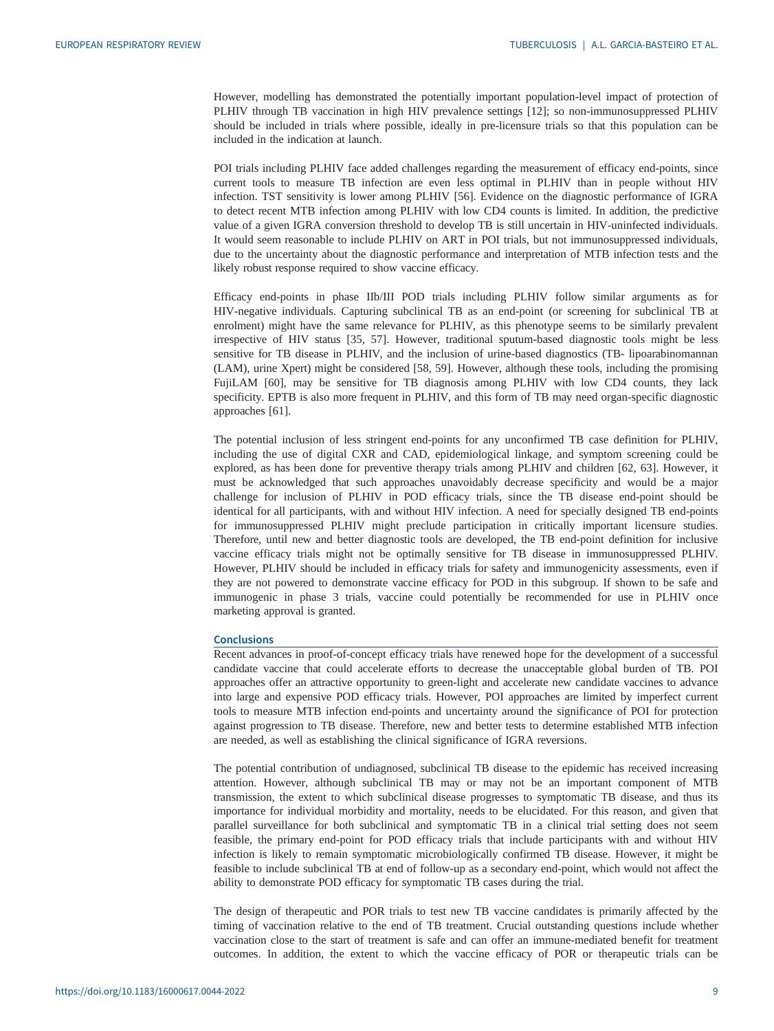However, modelling has demonstrated the potentially important population-level impact of protection of PLHIV through TB vaccination in high HIV prevalence settings [12]; so non-immunosuppressed PLHIV should be included in trials where possible, ideally in pre-licensure trials so that this population can be included in the indication at launch.

POI trials including PLHIV face added challenges regarding the measurement of efficacy end-points, since current tools to measure TB infection are even less optimal in PLHIV than in people without HIV infection. TST sensitivity is lower among PLHIV [56]. Evidence on the diagnostic performance of IGRA to detect recent MTB infection among PLHIV with low CD4 counts is limited. In addition, the predictive value of a given IGRA conversion threshold to develop TB is still uncertain in HIV-uninfected individuals. It would seem reasonable to include PLHIV on ART in POI trials, but not immunosuppressed individuals, due to the uncertainty about the diagnostic performance and interpretation of MTB infection tests and the likely robust response required to show vaccine efficacy.

Efficacy end-points in phase IIb/III POD trials including PLHIV follow similar arguments as for HIV-negative individuals. Capturing subclinical TB as an end-point (or screening for subclinical TB at enrolment) might have the same relevance for PLHIV, as this phenotype seems to be similarly prevalent irrespective of HIV status [35, 57]. However, traditional sputum-based diagnostic tools might be less sensitive for TB disease in PLHIV, and the inclusion of urine-based diagnostics (TB- lipoarabinomannan (LAM), urine Xpert) might be considered [58, 59]. However, although these tools, including the promising FujiLAM [60], may be sensitive for TB diagnosis among PLHIV with low CD4 counts, they lack specificity. EPTB is also more frequent in PLHIV, and this form of TB may need organ-specific diagnostic approaches [61].

The potential inclusion of less stringent end-points for any unconfirmed TB case definition for PLHIV, including the use of digital CXR and CAD, epidemiological linkage, and symptom screening could be explored, as has been done for preventive therapy trials among PLHIV and children [62, 63]. However, it must be acknowledged that such approaches unavoidably decrease specificity and would be a major challenge for inclusion of PLHIV in POD efficacy trials, since the TB disease end-point should be identical for all participants, with and without HIV infection. A need for specially designed TB end-points for immunosuppressed PLHIV might preclude participation in critically important licensure studies. Therefore, until new and better diagnostic tools are developed, the TB end-point definition for inclusive vaccine efficacy trials might not be optimally sensitive for TB disease in immunosuppressed PLHIV. However, PLHIV should be included in efficacy trials for safety and immunogenicity assessments, even if they are not powered to demonstrate vaccine efficacy for POD in this subgroup. If shown to be safe and immunogenic in phase 3 trials, vaccine could potentially be recommended for use in PLHIV once marketing approval is granted.

## Conclusions

Recent advances in proof-of-concept efficacy trials have renewed hope for the development of a successful candidate vaccine that could accelerate efforts to decrease the unacceptable global burden of TB. POI approaches offer an attractive opportunity to green-light and accelerate new candidate vaccines to advance into large and expensive POD efficacy trials. However, POI approaches are limited by imperfect current tools to measure MTB infection end-points and uncertainty around the significance of POI for protection against progression to TB disease. Therefore, new and better tests to determine established MTB infection are needed, as well as establishing the clinical significance of IGRA reversions.

The potential contribution of undiagnosed, subclinical TB disease to the epidemic has received increasing attention. However, although subclinical TB may or may not be an important component of MTB transmission, the extent to which subclinical disease progresses to symptomatic TB disease, and thus its importance for individual morbidity and mortality, needs to be elucidated. For this reason, and given that parallel surveillance for both subclinical and symptomatic TB in a clinical trial setting does not seem feasible, the primary end-point for POD efficacy trials that include participants with and without HIV infection is likely to remain symptomatic microbiologically confirmed TB disease. However, it might be feasible to include subclinical TB at end of follow-up as a secondary end-point, which would not affect the ability to demonstrate POD efficacy for symptomatic TB cases during the trial.

The design of therapeutic and POR trials to test new TB vaccine candidates is primarily affected by the timing of vaccination relative to the end of TB treatment. Crucial outstanding questions include whether vaccination close to the start of treatment is safe and can offer an immune-mediated benefit for treatment outcomes. In addition, the extent to which the vaccine efficacy of POR or therapeutic trials can be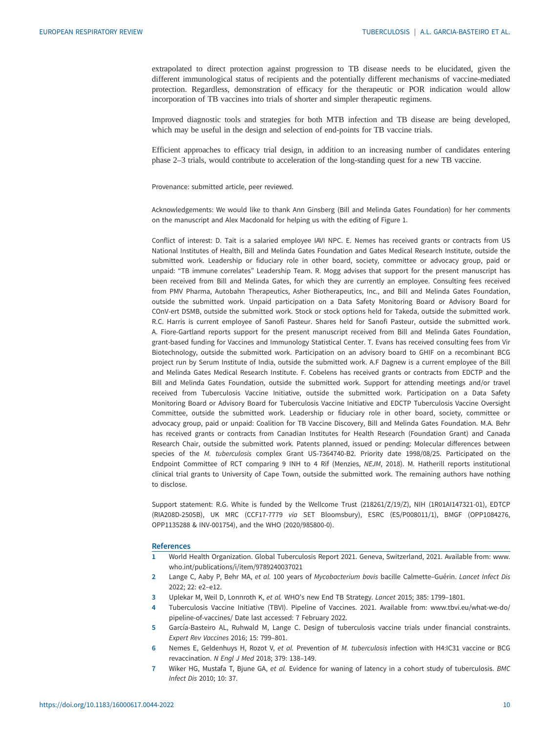extrapolated to direct protection against progression to TB disease needs to be elucidated, given the different immunological status of recipients and the potentially different mechanisms of vaccine-mediated protection. Regardless, demonstration of efficacy for the therapeutic or POR indication would allow incorporation of TB vaccines into trials of shorter and simpler therapeutic regimens.

Improved diagnostic tools and strategies for both MTB infection and TB disease are being developed, which may be useful in the design and selection of end-points for TB vaccine trials.

Efficient approaches to efficacy trial design, in addition to an increasing number of candidates entering phase 2–3 trials, would contribute to acceleration of the long-standing quest for a new TB vaccine.

Provenance: submitted article, peer reviewed.

Acknowledgements: We would like to thank Ann Ginsberg (Bill and Melinda Gates Foundation) for her comments on the manuscript and Alex Macdonald for helping us with the editing of Figure 1.

Conflict of interest: D. Tait is a salaried employee IAVI NPC. E. Nemes has received grants or contracts from US National Institutes of Health, Bill and Melinda Gates Foundation and Gates Medical Research Institute, outside the submitted work. Leadership or fiduciary role in other board, society, committee or advocacy group, paid or unpaid: "TB immune correlates" Leadership Team. R. Mogg advises that support for the present manuscript has been received from Bill and Melinda Gates, for which they are currently an employee. Consulting fees received from PMV Pharma, Autobahn Therapeutics, Asher Biotherapeutics, Inc., and Bill and Melinda Gates Foundation, outside the submitted work. Unpaid participation on a Data Safety Monitoring Board or Advisory Board for COnV-ert DSMB, outside the submitted work. Stock or stock options held for Takeda, outside the submitted work. R.C. Harris is current employee of Sanofi Pasteur. Shares held for Sanofi Pasteur, outside the submitted work. A. Fiore-Gartland reports support for the present manuscript received from Bill and Melinda Gates Foundation, grant-based funding for Vaccines and Immunology Statistical Center. T. Evans has received consulting fees from Vir Biotechnology, outside the submitted work. Participation on an advisory board to GHIF on a recombinant BCG project run by Serum Institute of India, outside the submitted work. A.F Dagnew is a current employee of the Bill and Melinda Gates Medical Research Institute. F. Cobelens has received grants or contracts from EDCTP and the Bill and Melinda Gates Foundation, outside the submitted work. Support for attending meetings and/or travel received from Tuberculosis Vaccine Initiative, outside the submitted work. Participation on a Data Safety Monitoring Board or Advisory Board for Tuberculosis Vaccine Initiative and EDCTP Tuberculosis Vaccine Oversight Committee, outside the submitted work. Leadership or fiduciary role in other board, society, committee or advocacy group, paid or unpaid: Coalition for TB Vaccine Discovery, Bill and Melinda Gates Foundation. M.A. Behr has received grants or contracts from Canadian Institutes for Health Research (Foundation Grant) and Canada Research Chair, outside the submitted work. Patents planned, issued or pending: Molecular differences between species of the *M. tuberculosis* complex Grant US-7364740-B2. Priority date 1998/08/25. Participated on the Endpoint Committee of RCT comparing 9 INH to 4 Rif (Menzies, *NEJM*, 2018). M. Hatherill reports institutional clinical trial grants to University of Cape Town, outside the submitted work. The remaining authors have nothing to disclose.

Support statement: R.G. White is funded by the Wellcome Trust (218261/Z/19/Z), NIH (1R01AI147321-01), EDTCP (RIA208D-2505B), UK MRC (CCF17-7779 *via* SET Bloomsbury), ESRC (ES/P008011/1), BMGF (OPP1084276, OPP1135288 & INV-001754), and the WHO (2020/985800-0).

## References

1. World Health Organization. Global Tuberculosis Report 2021. Geneva, Switzerland, 2021. Available from: www.who.int/publications/i/item/9789240037021
2. Lange C, Aaby P, Behr MA, *et al.* 100 years of *Mycobacterium bovis* bacille Calmette–Guérin. *Lancet Infect Dis* 2022; 22: e2–e12.
3. Uplekar M, Weil D, Lonnroth K, *et al.* WHO's new End TB Strategy. *Lancet* 2015; 385: 1799–1801.
4. Tuberculosis Vaccine Initiative (TBVI). Pipeline of Vaccines. 2021. Available from: www.tbvi.eu/what-we-do/pipeline-of-vaccines/ Date last accessed: 7 February 2022.
5. García-Basteiro AL, Ruhwald M, Lange C. Design of tuberculosis vaccine trials under financial constraints. *Expert Rev Vaccines* 2016; 15: 799–801.
6. Nemes E, Geldenhuys H, Rozot V, *et al.* Prevention of *M. tuberculosis* infection with H4:IC31 vaccine or BCG revaccination. *N Engl J Med* 2018; 379: 138–149.
7. Wiker HG, Mustafa T, Bjune GA, *et al.* Evidence for waning of latency in a cohort study of tuberculosis. *BMC Infect Dis* 2010; 10: 37.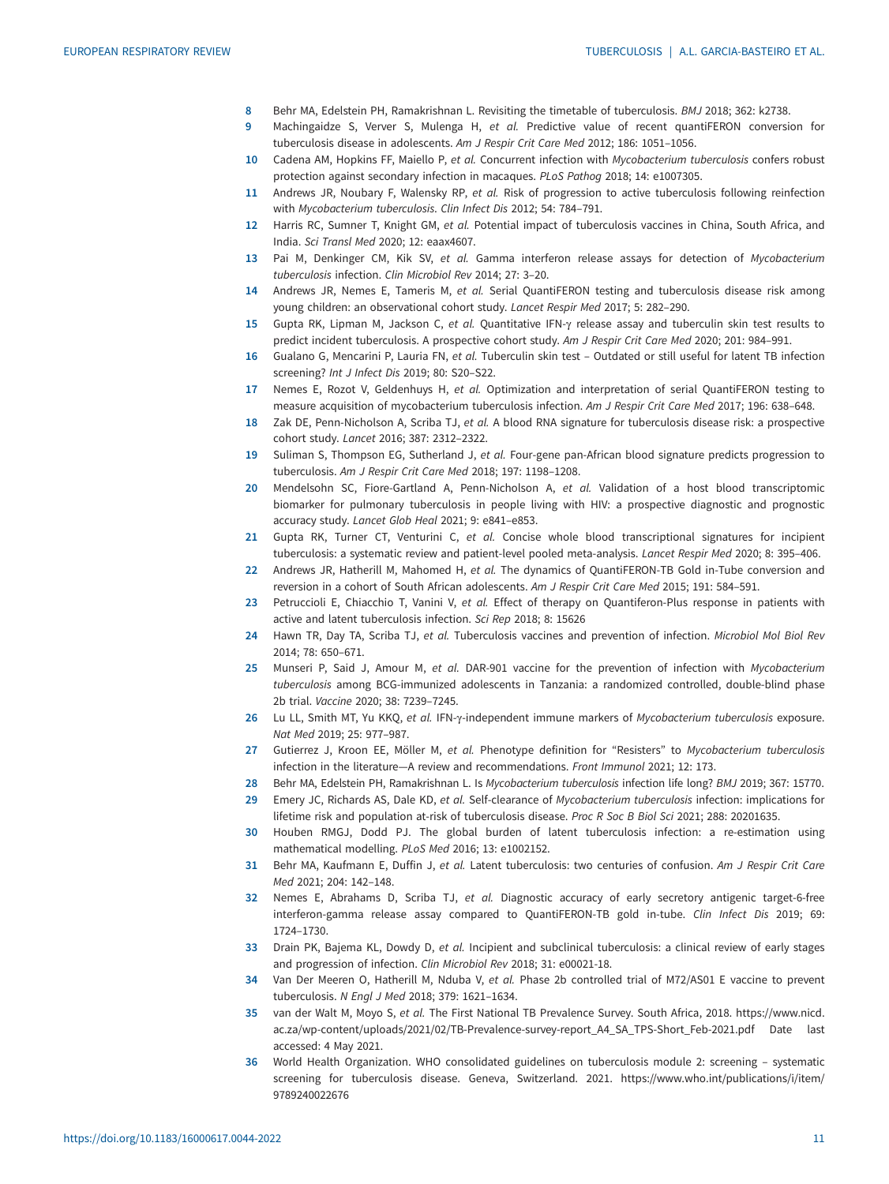8. Behr MA, Edelstein PH, Ramakrishnan L. Revisiting the timetable of tuberculosis. *BMJ* 2018; 362: k2738.
9. Machingaidze S, Verver S, Mulenga H, *et al.* Predictive value of recent quantiFERON conversion for tuberculosis disease in adolescents. *Am J Respir Crit Care Med* 2012; 186: 1051–1056.
10. Cadena AM, Hopkins FF, Maiello P, *et al.* Concurrent infection with *Mycobacterium tuberculosis* confers robust protection against secondary infection in macaques. *PLoS Pathog* 2018; 14: e1007305.
11. Andrews JR, Noubary F, Walensky RP, *et al.* Risk of progression to active tuberculosis following reinfection with *Mycobacterium tuberculosis*. *Clin Infect Dis* 2012; 54: 784–791.
12. Harris RC, Sumner T, Knight GM, *et al.* Potential impact of tuberculosis vaccines in China, South Africa, and India. *Sci Transl Med* 2020; 12: eaax4607.
13. Pai M, Denkinger CM, Kik SV, *et al.* Gamma interferon release assays for detection of *Mycobacterium tuberculosis* infection. *Clin Microbiol Rev* 2014; 27: 3–20.
14. Andrews JR, Nemes E, Tameris M, *et al.* Serial QuantiFERON testing and tuberculosis disease risk among young children: an observational cohort study. *Lancet Respir Med* 2017; 5: 282–290.
15. Gupta RK, Lipman M, Jackson C, *et al.* Quantitative IFN-γ release assay and tuberculin skin test results to predict incident tuberculosis. A prospective cohort study. *Am J Respir Crit Care Med* 2020; 201: 984–991.
16. Gualano G, Mencarini P, Lauria FN, *et al.* Tuberculin skin test – Outdated or still useful for latent TB infection screening? *Int J Infect Dis* 2019; 80: S20–S22.
17. Nemes E, Rozot V, Geldenhuys H, *et al.* Optimization and interpretation of serial QuantiFERON testing to measure acquisition of mycobacterium tuberculosis infection. *Am J Respir Crit Care Med* 2017; 196: 638–648.
18. Zak DE, Penn-Nicholson A, Scriba TJ, *et al.* A blood RNA signature for tuberculosis disease risk: a prospective cohort study. *Lancet* 2016; 387: 2312–2322.
19. Suliman S, Thompson EG, Sutherland J, *et al.* Four-gene pan-African blood signature predicts progression to tuberculosis. *Am J Respir Crit Care Med* 2018; 197: 1198–1208.
20. Mendelsohn SC, Fiore-Gartland A, Penn-Nicholson A, *et al.* Validation of a host blood transcriptomic biomarker for pulmonary tuberculosis in people living with HIV: a prospective diagnostic and prognostic accuracy study. *Lancet Glob Heal* 2021; 9: e841–e853.
21. Gupta RK, Turner CT, Venturini C, *et al.* Concise whole blood transcriptional signatures for incipient tuberculosis: a systematic review and patient-level pooled meta-analysis. *Lancet Respir Med* 2020; 8: 395–406.
22. Andrews JR, Hatherill M, Mahomed H, *et al.* The dynamics of QuantiFERON-TB Gold in-Tube conversion and reversion in a cohort of South African adolescents. *Am J Respir Crit Care Med* 2015; 191: 584–591.
23. Petruccioli E, Chiacchio T, Vanini V, *et al.* Effect of therapy on Quantiferon-Plus response in patients with active and latent tuberculosis infection. *Sci Rep* 2018; 8: 15626
24. Hawn TR, Day TA, Scriba TJ, *et al.* Tuberculosis vaccines and prevention of infection. *Microbiol Mol Biol Rev* 2014; 78: 650–671.
25. Munseri P, Said J, Amour M, *et al.* DAR-901 vaccine for the prevention of infection with *Mycobacterium tuberculosis* among BCG-immunized adolescents in Tanzania: a randomized controlled, double-blind phase 2b trial. *Vaccine* 2020; 38: 7239–7245.
26. Lu LL, Smith MT, Yu KKQ, *et al.* IFN-γ-independent immune markers of *Mycobacterium tuberculosis* exposure. *Nat Med* 2019; 25: 977–987.
27. Gutierrez J, Kroon EE, Möller M, *et al.* Phenotype definition for "Resisters" to *Mycobacterium tuberculosis* infection in the literature—A review and recommendations. *Front Immunol* 2021; 12: 173.
28. Behr MA, Edelstein PH, Ramakrishnan L. Is *Mycobacterium tuberculosis* infection life long? *BMJ* 2019; 367: 15770.
29. Emery JC, Richards AS, Dale KD, *et al.* Self-clearance of *Mycobacterium tuberculosis* infection: implications for lifetime risk and population at-risk of tuberculosis disease. *Proc R Soc B Biol Sci* 2021; 288: 20201635.
30. Houben RMGJ, Dodd PJ. The global burden of latent tuberculosis infection: a re-estimation using mathematical modelling. *PLoS Med* 2016; 13: e1002152.
31. Behr MA, Kaufmann E, Duffin J, *et al.* Latent tuberculosis: two centuries of confusion. *Am J Respir Crit Care Med* 2021; 204: 142–148.
32. Nemes E, Abrahams D, Scriba TJ, *et al.* Diagnostic accuracy of early secretory antigenic target-6-free interferon-gamma release assay compared to QuantiFERON-TB gold in-tube. *Clin Infect Dis* 2019; 69: 1724–1730.
33. Drain PK, Bajema KL, Dowdy D, *et al.* Incipient and subclinical tuberculosis: a clinical review of early stages and progression of infection. *Clin Microbiol Rev* 2018; 31: e00021-18.
34. Van Der Meeren O, Hatherill M, Nduba V, *et al.* Phase 2b controlled trial of M72/AS01 E vaccine to prevent tuberculosis. *N Engl J Med* 2018; 379: 1621–1634.
35. van der Walt M, Moyo S, *et al.* The First National TB Prevalence Survey. South Africa, 2018. https://www.nicd.ac.za/wp-content/uploads/2021/02/TB-Prevalence-survey-report_A4_SA_TPS-Short_Feb-2021.pdf Date last accessed: 4 May 2021.
36. World Health Organization. WHO consolidated guidelines on tuberculosis module 2: screening – systematic screening for tuberculosis disease. Geneva, Switzerland. 2021. https://www.who.int/publications/i/item/9789240022676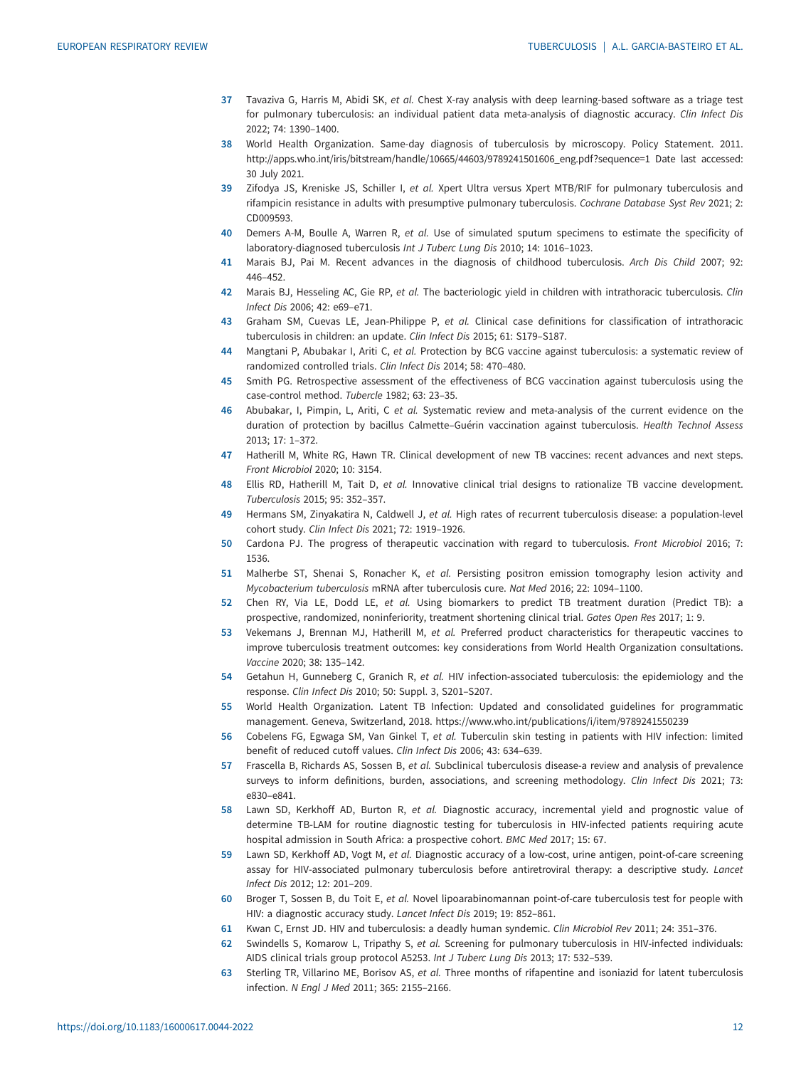37 Tavaziva G, Harris M, Abidi SK, *et al.* Chest X-ray analysis with deep learning-based software as a triage test for pulmonary tuberculosis: an individual patient data meta-analysis of diagnostic accuracy. *Clin Infect Dis* 2022; 74: 1390–1400.

38 World Health Organization. Same-day diagnosis of tuberculosis by microscopy. Policy Statement. 2011. http://apps.who.int/iris/bitstream/handle/10665/44603/9789241501606_eng.pdf?sequence=1 Date last accessed: 30 July 2021.

39 Zifodya JS, Kreniske JS, Schiller I, *et al.* Xpert Ultra versus Xpert MTB/RIF for pulmonary tuberculosis and rifampicin resistance in adults with presumptive pulmonary tuberculosis. *Cochrane Database Syst Rev* 2021; 2: CD009593.

40 Demers A-M, Boulle A, Warren R, *et al.* Use of simulated sputum specimens to estimate the specificity of laboratory-diagnosed tuberculosis *Int J Tuberc Lung Dis* 2010; 14: 1016–1023.

41 Marais BJ, Pai M. Recent advances in the diagnosis of childhood tuberculosis. *Arch Dis Child* 2007; 92: 446–452.

42 Marais BJ, Hesseling AC, Gie RP, *et al.* The bacteriologic yield in children with intrathoracic tuberculosis. *Clin Infect Dis* 2006; 42: e69–e71.

43 Graham SM, Cuevas LE, Jean-Philippe P, *et al.* Clinical case definitions for classification of intrathoracic tuberculosis in children: an update. *Clin Infect Dis* 2015; 61: S179–S187.

44 Mangtani P, Abubakar I, Ariti C, *et al.* Protection by BCG vaccine against tuberculosis: a systematic review of randomized controlled trials. *Clin Infect Dis* 2014; 58: 470–480.

45 Smith PG. Retrospective assessment of the effectiveness of BCG vaccination against tuberculosis using the case-control method. *Tubercle* 1982; 63: 23–35.

46 Abubakar, I, Pimpin, L, Ariti, C *et al.* Systematic review and meta-analysis of the current evidence on the duration of protection by bacillus Calmette–Guérin vaccination against tuberculosis. *Health Technol Assess* 2013; 17: 1–372.

47 Hatherill M, White RG, Hawn TR. Clinical development of new TB vaccines: recent advances and next steps. *Front Microbiol* 2020; 10: 3154.

48 Ellis RD, Hatherill M, Tait D, *et al.* Innovative clinical trial designs to rationalize TB vaccine development. *Tuberculosis* 2015; 95: 352–357.

49 Hermans SM, Zinyakatira N, Caldwell J, *et al.* High rates of recurrent tuberculosis disease: a population-level cohort study. *Clin Infect Dis* 2021; 72: 1919–1926.

50 Cardona PJ. The progress of therapeutic vaccination with regard to tuberculosis. *Front Microbiol* 2016; 7: 1536.

51 Malherbe ST, Shenai S, Ronacher K, *et al.* Persisting positron emission tomography lesion activity and *Mycobacterium tuberculosis* mRNA after tuberculosis cure. *Nat Med* 2016; 22: 1094–1100.

52 Chen RY, Via LE, Dodd LE, *et al.* Using biomarkers to predict TB treatment duration (Predict TB): a prospective, randomized, noninferiority, treatment shortening clinical trial. *Gates Open Res* 2017; 1: 9.

53 Vekemans J, Brennan MJ, Hatherill M, *et al.* Preferred product characteristics for therapeutic vaccines to improve tuberculosis treatment outcomes: key considerations from World Health Organization consultations. *Vaccine* 2020; 38: 135–142.

54 Getahun H, Gunneberg C, Granich R, *et al.* HIV infection-associated tuberculosis: the epidemiology and the response. *Clin Infect Dis* 2010; 50: Suppl. 3, S201–S207.

55 World Health Organization. Latent TB Infection: Updated and consolidated guidelines for programmatic management. Geneva, Switzerland, 2018. https://www.who.int/publications/i/item/9789241550239

56 Cobelens FG, Egwaga SM, Van Ginkel T, *et al.* Tuberculin skin testing in patients with HIV infection: limited benefit of reduced cutoff values. *Clin Infect Dis* 2006; 43: 634–639.

57 Frascella B, Richards AS, Sossen B, *et al.* Subclinical tuberculosis disease-a review and analysis of prevalence surveys to inform definitions, burden, associations, and screening methodology. *Clin Infect Dis* 2021; 73: e830–e841.

58 Lawn SD, Kerkhoff AD, Burton R, *et al.* Diagnostic accuracy, incremental yield and prognostic value of determine TB-LAM for routine diagnostic testing for tuberculosis in HIV-infected patients requiring acute hospital admission in South Africa: a prospective cohort. *BMC Med* 2017; 15: 67.

59 Lawn SD, Kerkhoff AD, Vogt M, *et al.* Diagnostic accuracy of a low-cost, urine antigen, point-of-care screening assay for HIV-associated pulmonary tuberculosis before antiretroviral therapy: a descriptive study. *Lancet Infect Dis* 2012; 12: 201–209.

60 Broger T, Sossen B, du Toit E, *et al.* Novel lipoarabinomannan point-of-care tuberculosis test for people with HIV: a diagnostic accuracy study. *Lancet Infect Dis* 2019; 19: 852–861.

61 Kwan C, Ernst JD. HIV and tuberculosis: a deadly human syndemic. *Clin Microbiol Rev* 2011; 24: 351–376.

62 Swindells S, Komarow L, Tripathy S, *et al.* Screening for pulmonary tuberculosis in HIV-infected individuals: AIDS clinical trials group protocol A5253. *Int J Tuberc Lung Dis* 2013; 17: 532–539.

63 Sterling TR, Villarino ME, Borisov AS, *et al.* Three months of rifapentine and isoniazid for latent tuberculosis infection. *N Engl J Med* 2011; 365: 2155–2166.